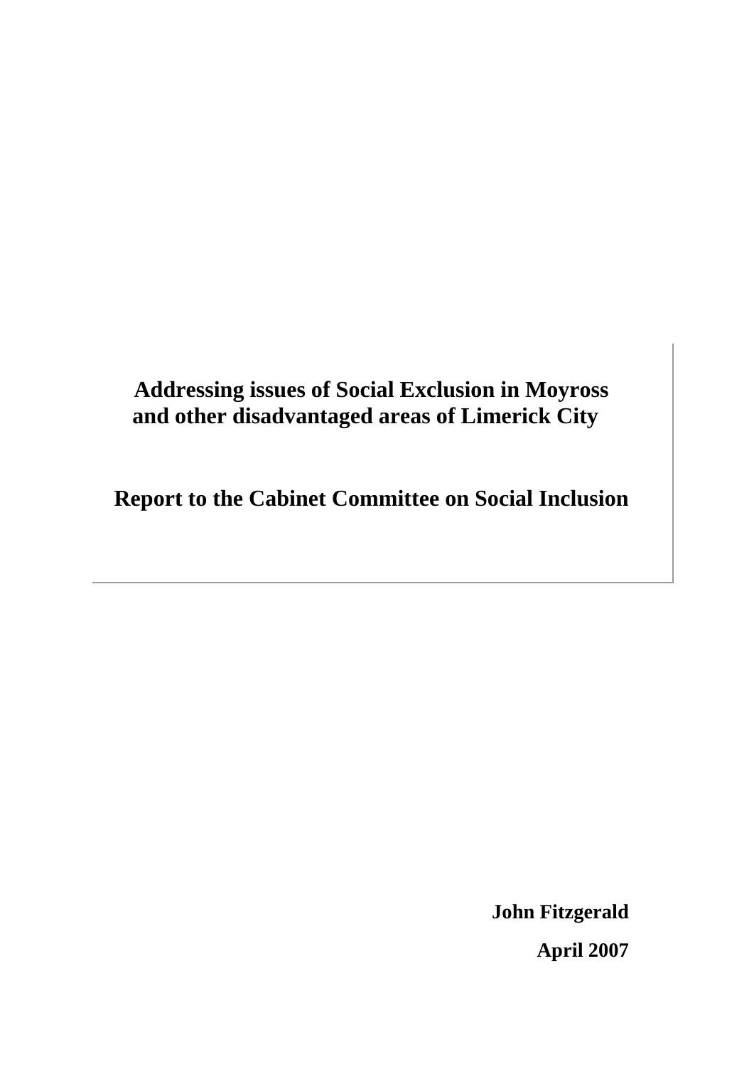# Addressing issues of Social Exclusion in Moyross and other disadvantaged areas of Limerick City

## Report to the Cabinet Committee on Social Inclusion

**John Fitzgerald**

**April 2007**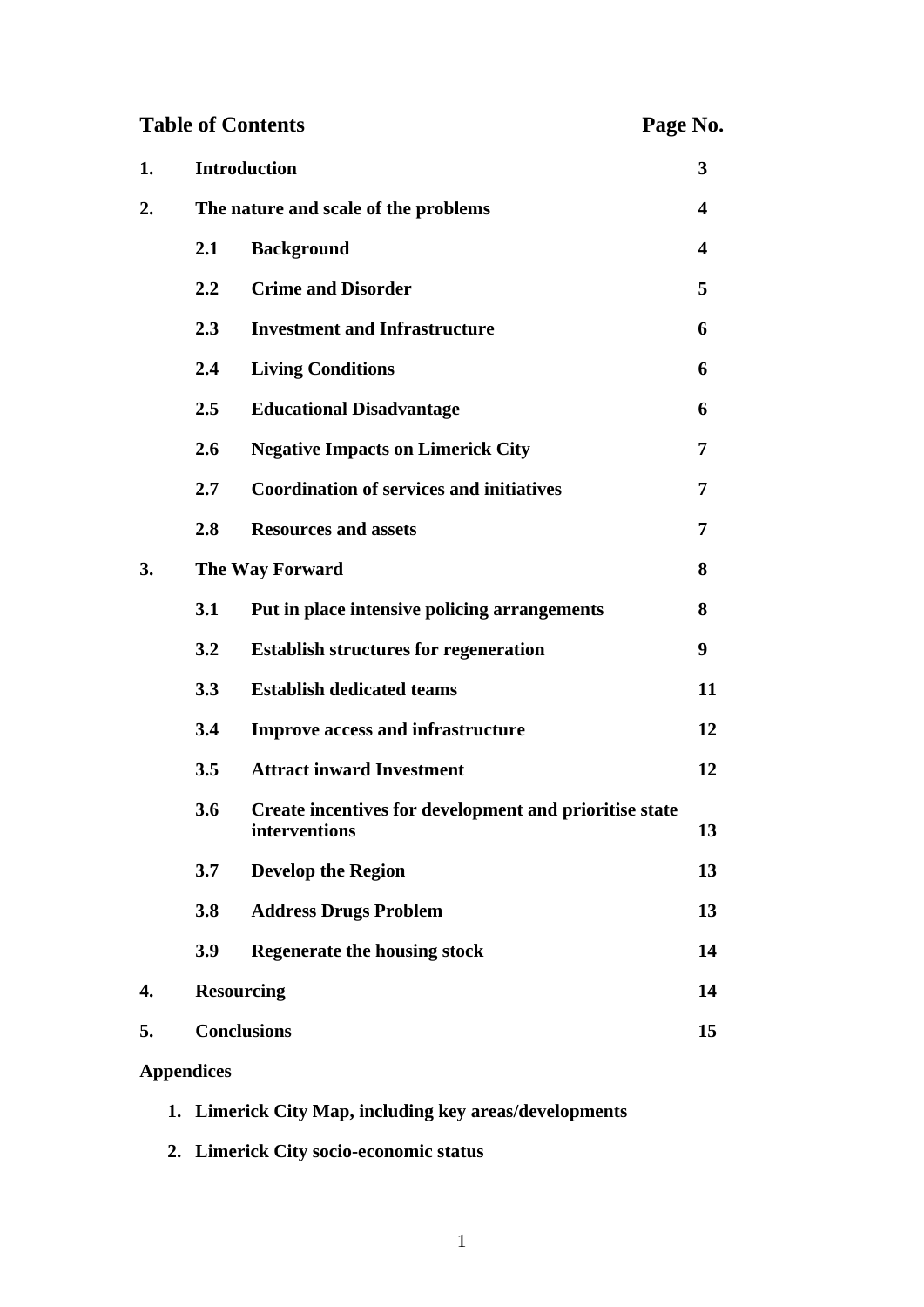## Table of Contents

| | | | Page No. |
|---|---|---|---|
| **1.** | **Introduction** | | **3** |
| **2.** | **The nature and scale of the problems** | | **4** |
| | **2.1** | **Background** | **4** |
| | **2.2** | **Crime and Disorder** | **5** |
| | **2.3** | **Investment and Infrastructure** | **6** |
| | **2.4** | **Living Conditions** | **6** |
| | **2.5** | **Educational Disadvantage** | **6** |
| | **2.6** | **Negative Impacts on Limerick City** | **7** |
| | **2.7** | **Coordination of services and initiatives** | **7** |
| | **2.8** | **Resources and assets** | **7** |
| **3.** | **The Way Forward** | | **8** |
| | **3.1** | **Put in place intensive policing arrangements** | **8** |
| | **3.2** | **Establish structures for regeneration** | **9** |
| | **3.3** | **Establish dedicated teams** | **11** |
| | **3.4** | **Improve access and infrastructure** | **12** |
| | **3.5** | **Attract inward Investment** | **12** |
| | **3.6** | **Create incentives for development and prioritise state interventions** | **13** |
| | **3.7** | **Develop the Region** | **13** |
| | **3.8** | **Address Drugs Problem** | **13** |
| | **3.9** | **Regenerate the housing stock** | **14** |
| **4.** | **Resourcing** | | **14** |
| **5.** | **Conclusions** | | **15** |

**Appendices**

1. **Limerick City Map, including key areas/developments**
2. **Limerick City socio-economic status**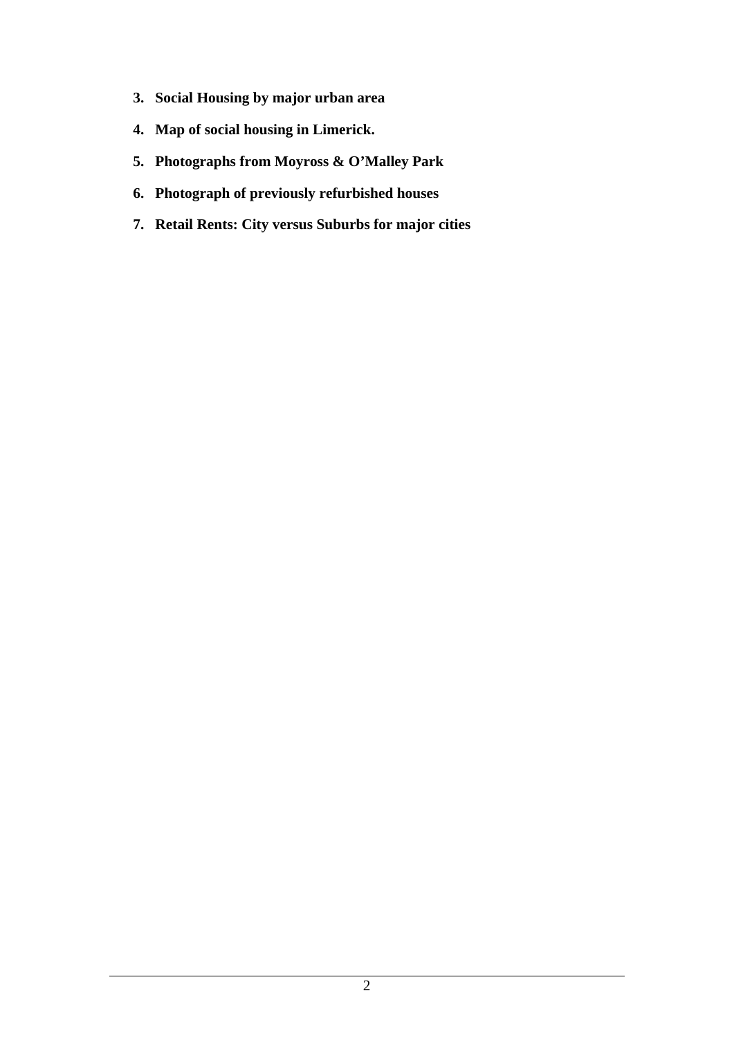3. **Social Housing by major urban area**
4. **Map of social housing in Limerick.**
5. **Photographs from Moyross & O'Malley Park**
6. **Photograph of previously refurbished houses**
7. **Retail Rents: City versus Suburbs for major cities**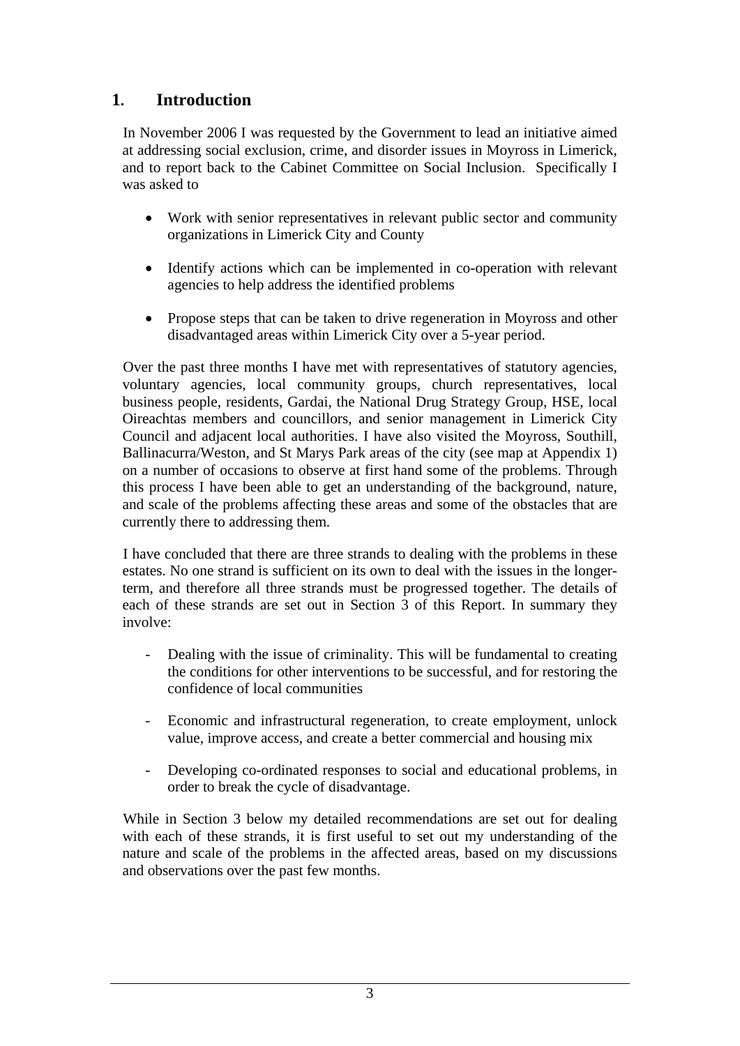## 1. Introduction

In November 2006 I was requested by the Government to lead an initiative aimed at addressing social exclusion, crime, and disorder issues in Moyross in Limerick, and to report back to the Cabinet Committee on Social Inclusion. Specifically I was asked to

- Work with senior representatives in relevant public sector and community organizations in Limerick City and County
- Identify actions which can be implemented in co-operation with relevant agencies to help address the identified problems
- Propose steps that can be taken to drive regeneration in Moyross and other disadvantaged areas within Limerick City over a 5-year period.

Over the past three months I have met with representatives of statutory agencies, voluntary agencies, local community groups, church representatives, local business people, residents, Gardai, the National Drug Strategy Group, HSE, local Oireachtas members and councillors, and senior management in Limerick City Council and adjacent local authorities. I have also visited the Moyross, Southill, Ballinacurra/Weston, and St Marys Park areas of the city (see map at Appendix 1) on a number of occasions to observe at first hand some of the problems. Through this process I have been able to get an understanding of the background, nature, and scale of the problems affecting these areas and some of the obstacles that are currently there to addressing them.

I have concluded that there are three strands to dealing with the problems in these estates. No one strand is sufficient on its own to deal with the issues in the longer-term, and therefore all three strands must be progressed together. The details of each of these strands are set out in Section 3 of this Report. In summary they involve:

- Dealing with the issue of criminality. This will be fundamental to creating the conditions for other interventions to be successful, and for restoring the confidence of local communities
- Economic and infrastructural regeneration, to create employment, unlock value, improve access, and create a better commercial and housing mix
- Developing co-ordinated responses to social and educational problems, in order to break the cycle of disadvantage.

While in Section 3 below my detailed recommendations are set out for dealing with each of these strands, it is first useful to set out my understanding of the nature and scale of the problems in the affected areas, based on my discussions and observations over the past few months.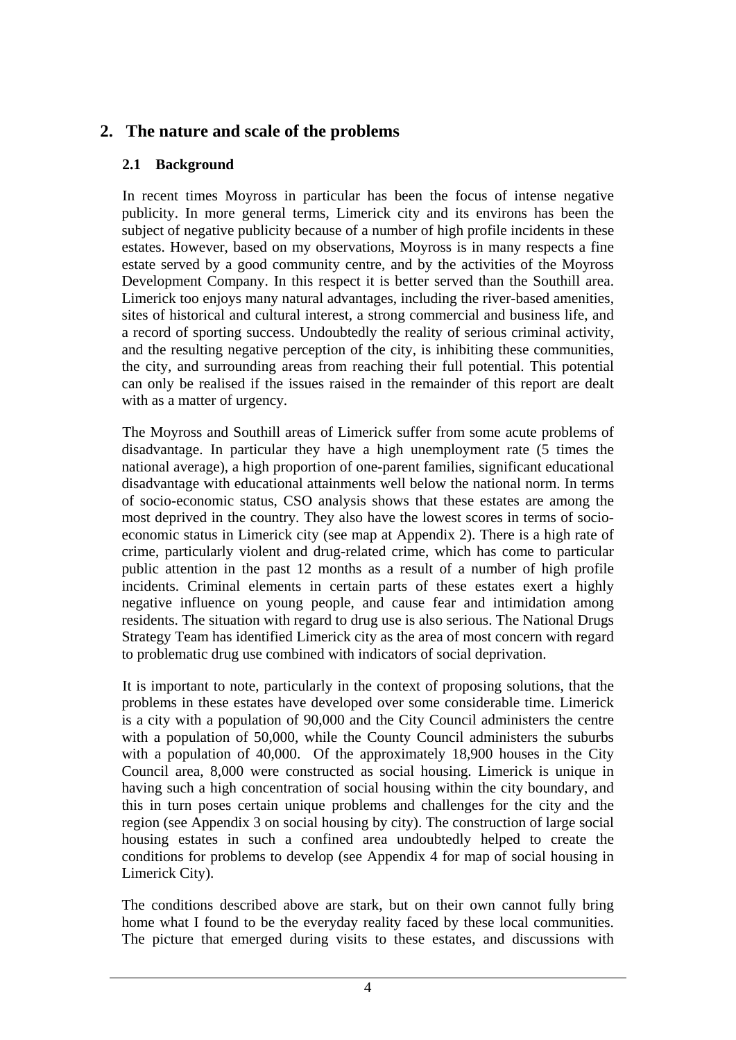## 2. The nature and scale of the problems

### 2.1 Background

In recent times Moyross in particular has been the focus of intense negative publicity. In more general terms, Limerick city and its environs has been the subject of negative publicity because of a number of high profile incidents in these estates. However, based on my observations, Moyross is in many respects a fine estate served by a good community centre, and by the activities of the Moyross Development Company. In this respect it is better served than the Southill area. Limerick too enjoys many natural advantages, including the river-based amenities, sites of historical and cultural interest, a strong commercial and business life, and a record of sporting success. Undoubtedly the reality of serious criminal activity, and the resulting negative perception of the city, is inhibiting these communities, the city, and surrounding areas from reaching their full potential. This potential can only be realised if the issues raised in the remainder of this report are dealt with as a matter of urgency.

The Moyross and Southill areas of Limerick suffer from some acute problems of disadvantage. In particular they have a high unemployment rate (5 times the national average), a high proportion of one-parent families, significant educational disadvantage with educational attainments well below the national norm. In terms of socio-economic status, CSO analysis shows that these estates are among the most deprived in the country. They also have the lowest scores in terms of socio-economic status in Limerick city (see map at Appendix 2). There is a high rate of crime, particularly violent and drug-related crime, which has come to particular public attention in the past 12 months as a result of a number of high profile incidents. Criminal elements in certain parts of these estates exert a highly negative influence on young people, and cause fear and intimidation among residents. The situation with regard to drug use is also serious. The National Drugs Strategy Team has identified Limerick city as the area of most concern with regard to problematic drug use combined with indicators of social deprivation.

It is important to note, particularly in the context of proposing solutions, that the problems in these estates have developed over some considerable time. Limerick is a city with a population of 90,000 and the City Council administers the centre with a population of 50,000, while the County Council administers the suburbs with a population of 40,000. Of the approximately 18,900 houses in the City Council area, 8,000 were constructed as social housing. Limerick is unique in having such a high concentration of social housing within the city boundary, and this in turn poses certain unique problems and challenges for the city and the region (see Appendix 3 on social housing by city). The construction of large social housing estates in such a confined area undoubtedly helped to create the conditions for problems to develop (see Appendix 4 for map of social housing in Limerick City).

The conditions described above are stark, but on their own cannot fully bring home what I found to be the everyday reality faced by these local communities. The picture that emerged during visits to these estates, and discussions with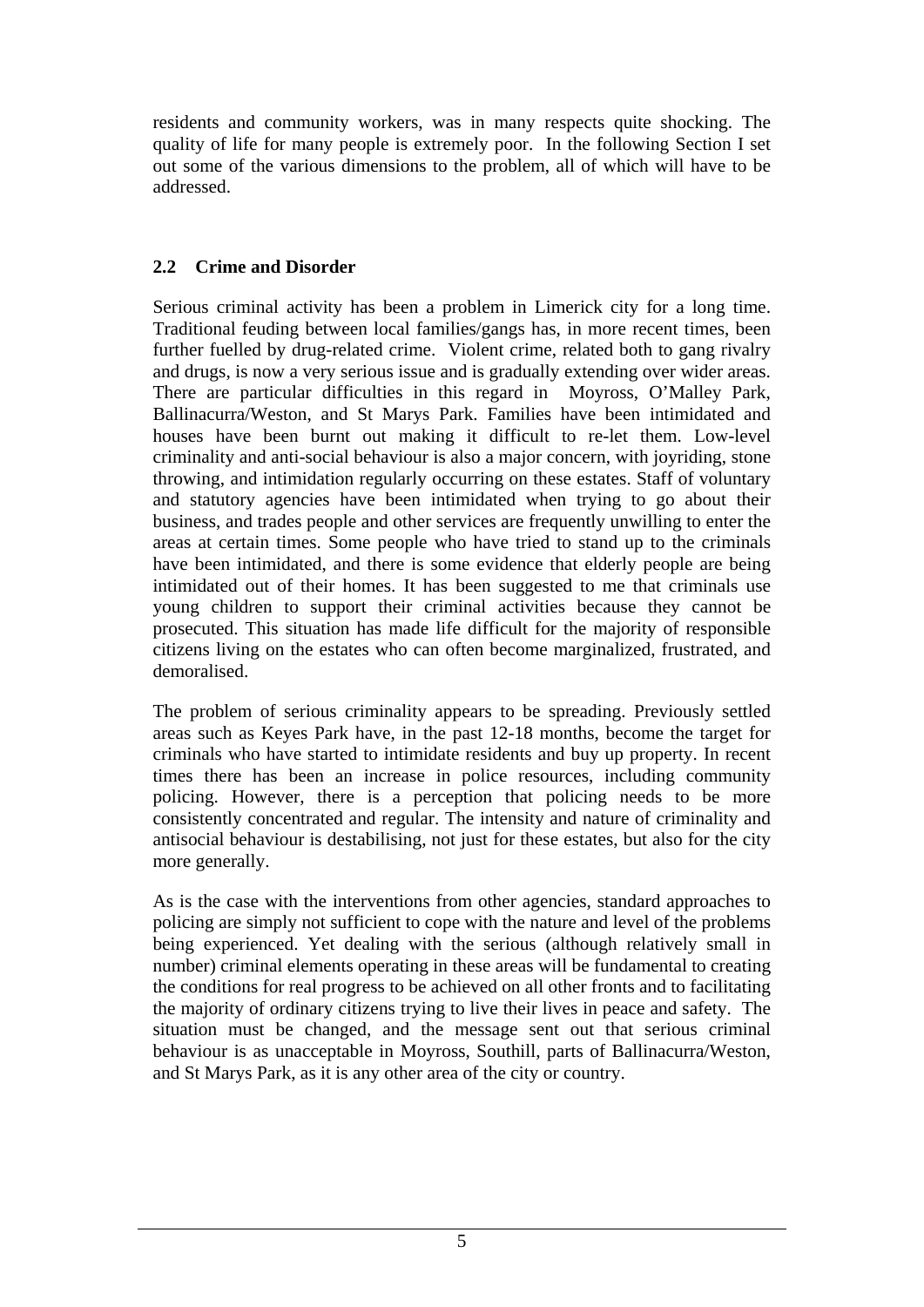residents and community workers, was in many respects quite shocking. The quality of life for many people is extremely poor. In the following Section I set out some of the various dimensions to the problem, all of which will have to be addressed.

## 2.2 Crime and Disorder

Serious criminal activity has been a problem in Limerick city for a long time. Traditional feuding between local families/gangs has, in more recent times, been further fuelled by drug-related crime. Violent crime, related both to gang rivalry and drugs, is now a very serious issue and is gradually extending over wider areas. There are particular difficulties in this regard in Moyross, O'Malley Park, Ballinacurra/Weston, and St Marys Park. Families have been intimidated and houses have been burnt out making it difficult to re-let them. Low-level criminality and anti-social behaviour is also a major concern, with joyriding, stone throwing, and intimidation regularly occurring on these estates. Staff of voluntary and statutory agencies have been intimidated when trying to go about their business, and trades people and other services are frequently unwilling to enter the areas at certain times. Some people who have tried to stand up to the criminals have been intimidated, and there is some evidence that elderly people are being intimidated out of their homes. It has been suggested to me that criminals use young children to support their criminal activities because they cannot be prosecuted. This situation has made life difficult for the majority of responsible citizens living on the estates who can often become marginalized, frustrated, and demoralised.

The problem of serious criminality appears to be spreading. Previously settled areas such as Keyes Park have, in the past 12-18 months, become the target for criminals who have started to intimidate residents and buy up property. In recent times there has been an increase in police resources, including community policing. However, there is a perception that policing needs to be more consistently concentrated and regular. The intensity and nature of criminality and antisocial behaviour is destabilising, not just for these estates, but also for the city more generally.

As is the case with the interventions from other agencies, standard approaches to policing are simply not sufficient to cope with the nature and level of the problems being experienced. Yet dealing with the serious (although relatively small in number) criminal elements operating in these areas will be fundamental to creating the conditions for real progress to be achieved on all other fronts and to facilitating the majority of ordinary citizens trying to live their lives in peace and safety. The situation must be changed, and the message sent out that serious criminal behaviour is as unacceptable in Moyross, Southill, parts of Ballinacurra/Weston, and St Marys Park, as it is any other area of the city or country.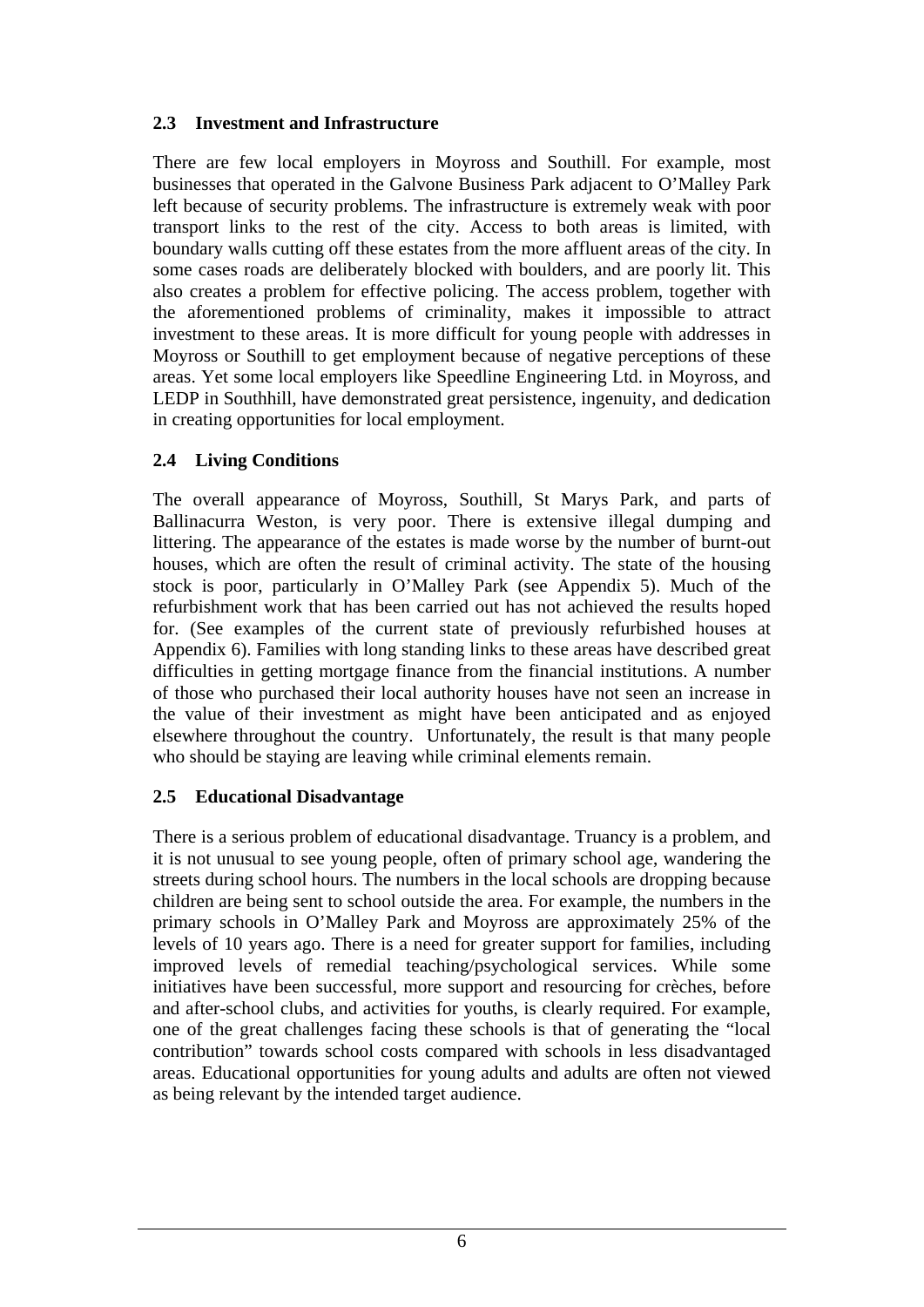## 2.3 Investment and Infrastructure

There are few local employers in Moyross and Southill. For example, most businesses that operated in the Galvone Business Park adjacent to O'Malley Park left because of security problems. The infrastructure is extremely weak with poor transport links to the rest of the city. Access to both areas is limited, with boundary walls cutting off these estates from the more affluent areas of the city. In some cases roads are deliberately blocked with boulders, and are poorly lit. This also creates a problem for effective policing. The access problem, together with the aforementioned problems of criminality, makes it impossible to attract investment to these areas. It is more difficult for young people with addresses in Moyross or Southill to get employment because of negative perceptions of these areas. Yet some local employers like Speedline Engineering Ltd. in Moyross, and LEDP in Southhill, have demonstrated great persistence, ingenuity, and dedication in creating opportunities for local employment.

## 2.4 Living Conditions

The overall appearance of Moyross, Southill, St Marys Park, and parts of Ballinacurra Weston, is very poor. There is extensive illegal dumping and littering. The appearance of the estates is made worse by the number of burnt-out houses, which are often the result of criminal activity. The state of the housing stock is poor, particularly in O'Malley Park (see Appendix 5). Much of the refurbishment work that has been carried out has not achieved the results hoped for. (See examples of the current state of previously refurbished houses at Appendix 6). Families with long standing links to these areas have described great difficulties in getting mortgage finance from the financial institutions. A number of those who purchased their local authority houses have not seen an increase in the value of their investment as might have been anticipated and as enjoyed elsewhere throughout the country. Unfortunately, the result is that many people who should be staying are leaving while criminal elements remain.

## 2.5 Educational Disadvantage

There is a serious problem of educational disadvantage. Truancy is a problem, and it is not unusual to see young people, often of primary school age, wandering the streets during school hours. The numbers in the local schools are dropping because children are being sent to school outside the area. For example, the numbers in the primary schools in O'Malley Park and Moyross are approximately 25% of the levels of 10 years ago. There is a need for greater support for families, including improved levels of remedial teaching/psychological services. While some initiatives have been successful, more support and resourcing for crèches, before and after-school clubs, and activities for youths, is clearly required. For example, one of the great challenges facing these schools is that of generating the "local contribution" towards school costs compared with schools in less disadvantaged areas. Educational opportunities for young adults and adults are often not viewed as being relevant by the intended target audience.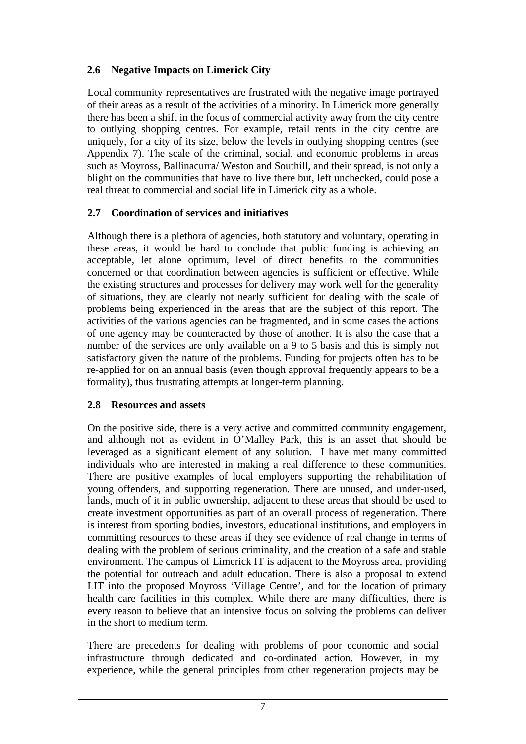## 2.6 Negative Impacts on Limerick City

Local community representatives are frustrated with the negative image portrayed of their areas as a result of the activities of a minority. In Limerick more generally there has been a shift in the focus of commercial activity away from the city centre to outlying shopping centres. For example, retail rents in the city centre are uniquely, for a city of its size, below the levels in outlying shopping centres (see Appendix 7). The scale of the criminal, social, and economic problems in areas such as Moyross, Ballinacurra/ Weston and Southill, and their spread, is not only a blight on the communities that have to live there but, left unchecked, could pose a real threat to commercial and social life in Limerick city as a whole.

## 2.7 Coordination of services and initiatives

Although there is a plethora of agencies, both statutory and voluntary, operating in these areas, it would be hard to conclude that public funding is achieving an acceptable, let alone optimum, level of direct benefits to the communities concerned or that coordination between agencies is sufficient or effective. While the existing structures and processes for delivery may work well for the generality of situations, they are clearly not nearly sufficient for dealing with the scale of problems being experienced in the areas that are the subject of this report. The activities of the various agencies can be fragmented, and in some cases the actions of one agency may be counteracted by those of another. It is also the case that a number of the services are only available on a 9 to 5 basis and this is simply not satisfactory given the nature of the problems. Funding for projects often has to be re-applied for on an annual basis (even though approval frequently appears to be a formality), thus frustrating attempts at longer-term planning.

## 2.8 Resources and assets

On the positive side, there is a very active and committed community engagement, and although not as evident in O'Malley Park, this is an asset that should be leveraged as a significant element of any solution. I have met many committed individuals who are interested in making a real difference to these communities. There are positive examples of local employers supporting the rehabilitation of young offenders, and supporting regeneration. There are unused, and under-used, lands, much of it in public ownership, adjacent to these areas that should be used to create investment opportunities as part of an overall process of regeneration. There is interest from sporting bodies, investors, educational institutions, and employers in committing resources to these areas if they see evidence of real change in terms of dealing with the problem of serious criminality, and the creation of a safe and stable environment. The campus of Limerick IT is adjacent to the Moyross area, providing the potential for outreach and adult education. There is also a proposal to extend LIT into the proposed Moyross 'Village Centre', and for the location of primary health care facilities in this complex. While there are many difficulties, there is every reason to believe that an intensive focus on solving the problems can deliver in the short to medium term.

There are precedents for dealing with problems of poor economic and social infrastructure through dedicated and co-ordinated action. However, in my experience, while the general principles from other regeneration projects may be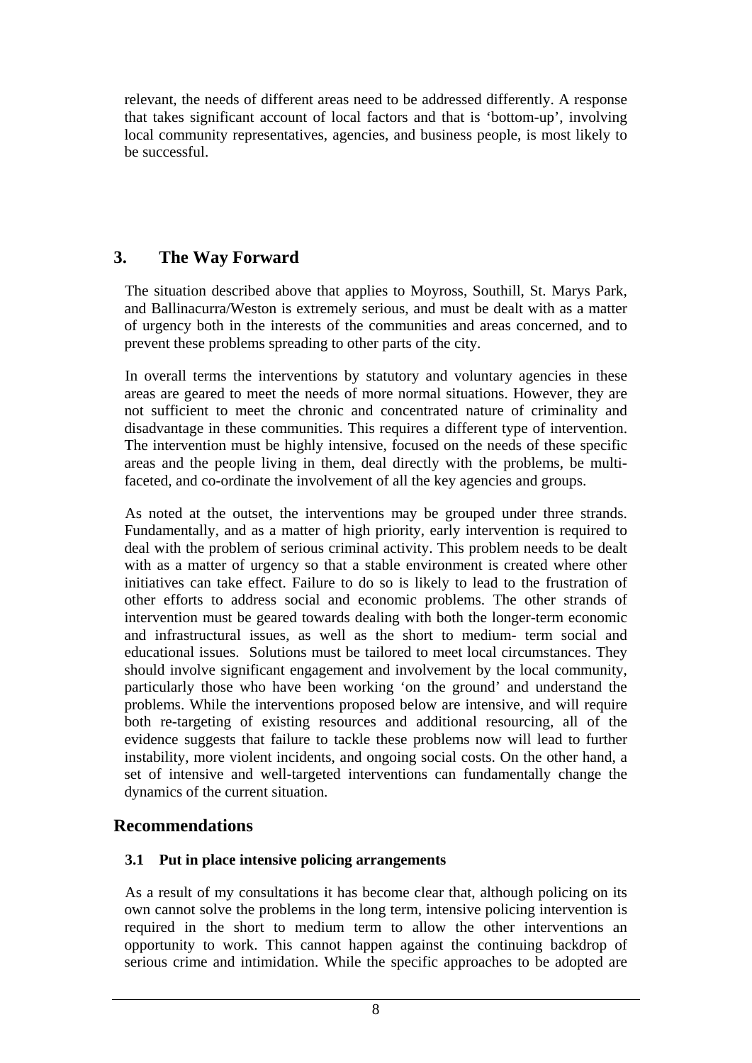relevant, the needs of different areas need to be addressed differently. A response that takes significant account of local factors and that is 'bottom-up', involving local community representatives, agencies, and business people, is most likely to be successful.

## 3. The Way Forward

The situation described above that applies to Moyross, Southill, St. Marys Park, and Ballinacurra/Weston is extremely serious, and must be dealt with as a matter of urgency both in the interests of the communities and areas concerned, and to prevent these problems spreading to other parts of the city.

In overall terms the interventions by statutory and voluntary agencies in these areas are geared to meet the needs of more normal situations. However, they are not sufficient to meet the chronic and concentrated nature of criminality and disadvantage in these communities. This requires a different type of intervention. The intervention must be highly intensive, focused on the needs of these specific areas and the people living in them, deal directly with the problems, be multi-faceted, and co-ordinate the involvement of all the key agencies and groups.

As noted at the outset, the interventions may be grouped under three strands. Fundamentally, and as a matter of high priority, early intervention is required to deal with the problem of serious criminal activity. This problem needs to be dealt with as a matter of urgency so that a stable environment is created where other initiatives can take effect. Failure to do so is likely to lead to the frustration of other efforts to address social and economic problems. The other strands of intervention must be geared towards dealing with both the longer-term economic and infrastructural issues, as well as the short to medium- term social and educational issues. Solutions must be tailored to meet local circumstances. They should involve significant engagement and involvement by the local community, particularly those who have been working 'on the ground' and understand the problems. While the interventions proposed below are intensive, and will require both re-targeting of existing resources and additional resourcing, all of the evidence suggests that failure to tackle these problems now will lead to further instability, more violent incidents, and ongoing social costs. On the other hand, a set of intensive and well-targeted interventions can fundamentally change the dynamics of the current situation.

## Recommendations

### 3.1 Put in place intensive policing arrangements

As a result of my consultations it has become clear that, although policing on its own cannot solve the problems in the long term, intensive policing intervention is required in the short to medium term to allow the other interventions an opportunity to work. This cannot happen against the continuing backdrop of serious crime and intimidation. While the specific approaches to be adopted are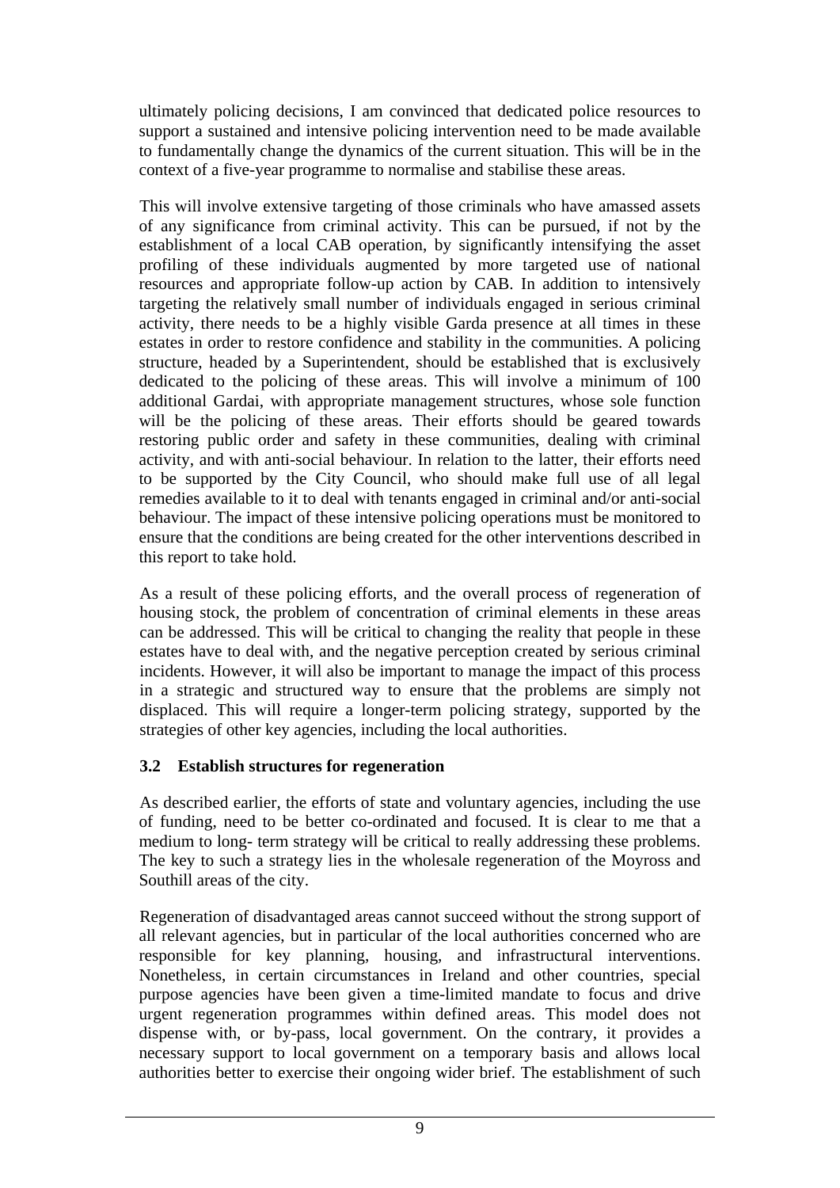ultimately policing decisions, I am convinced that dedicated police resources to support a sustained and intensive policing intervention need to be made available to fundamentally change the dynamics of the current situation. This will be in the context of a five-year programme to normalise and stabilise these areas.

This will involve extensive targeting of those criminals who have amassed assets of any significance from criminal activity. This can be pursued, if not by the establishment of a local CAB operation, by significantly intensifying the asset profiling of these individuals augmented by more targeted use of national resources and appropriate follow-up action by CAB. In addition to intensively targeting the relatively small number of individuals engaged in serious criminal activity, there needs to be a highly visible Garda presence at all times in these estates in order to restore confidence and stability in the communities. A policing structure, headed by a Superintendent, should be established that is exclusively dedicated to the policing of these areas. This will involve a minimum of 100 additional Gardai, with appropriate management structures, whose sole function will be the policing of these areas. Their efforts should be geared towards restoring public order and safety in these communities, dealing with criminal activity, and with anti-social behaviour. In relation to the latter, their efforts need to be supported by the City Council, who should make full use of all legal remedies available to it to deal with tenants engaged in criminal and/or anti-social behaviour. The impact of these intensive policing operations must be monitored to ensure that the conditions are being created for the other interventions described in this report to take hold.

As a result of these policing efforts, and the overall process of regeneration of housing stock, the problem of concentration of criminal elements in these areas can be addressed. This will be critical to changing the reality that people in these estates have to deal with, and the negative perception created by serious criminal incidents. However, it will also be important to manage the impact of this process in a strategic and structured way to ensure that the problems are simply not displaced. This will require a longer-term policing strategy, supported by the strategies of other key agencies, including the local authorities.

### 3.2 Establish structures for regeneration

As described earlier, the efforts of state and voluntary agencies, including the use of funding, need to be better co-ordinated and focused. It is clear to me that a medium to long- term strategy will be critical to really addressing these problems. The key to such a strategy lies in the wholesale regeneration of the Moyross and Southill areas of the city.

Regeneration of disadvantaged areas cannot succeed without the strong support of all relevant agencies, but in particular of the local authorities concerned who are responsible for key planning, housing, and infrastructural interventions. Nonetheless, in certain circumstances in Ireland and other countries, special purpose agencies have been given a time-limited mandate to focus and drive urgent regeneration programmes within defined areas. This model does not dispense with, or by-pass, local government. On the contrary, it provides a necessary support to local government on a temporary basis and allows local authorities better to exercise their ongoing wider brief. The establishment of such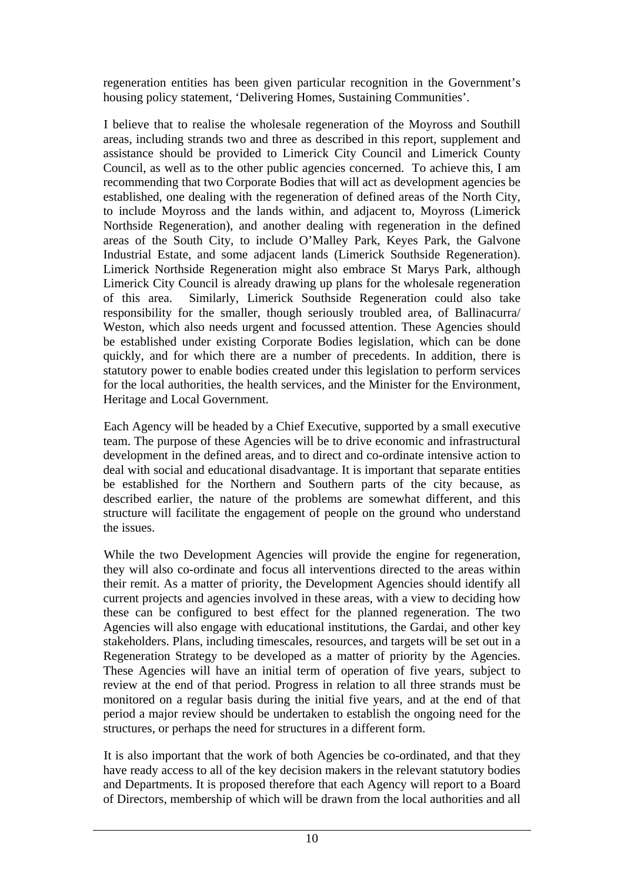regeneration entities has been given particular recognition in the Government's housing policy statement, 'Delivering Homes, Sustaining Communities'.

I believe that to realise the wholesale regeneration of the Moyross and Southill areas, including strands two and three as described in this report, supplement and assistance should be provided to Limerick City Council and Limerick County Council, as well as to the other public agencies concerned. To achieve this, I am recommending that two Corporate Bodies that will act as development agencies be established, one dealing with the regeneration of defined areas of the North City, to include Moyross and the lands within, and adjacent to, Moyross (Limerick Northside Regeneration), and another dealing with regeneration in the defined areas of the South City, to include O'Malley Park, Keyes Park, the Galvone Industrial Estate, and some adjacent lands (Limerick Southside Regeneration). Limerick Northside Regeneration might also embrace St Marys Park, although Limerick City Council is already drawing up plans for the wholesale regeneration of this area. Similarly, Limerick Southside Regeneration could also take responsibility for the smaller, though seriously troubled area, of Ballinacurra/ Weston, which also needs urgent and focussed attention. These Agencies should be established under existing Corporate Bodies legislation, which can be done quickly, and for which there are a number of precedents. In addition, there is statutory power to enable bodies created under this legislation to perform services for the local authorities, the health services, and the Minister for the Environment, Heritage and Local Government.

Each Agency will be headed by a Chief Executive, supported by a small executive team. The purpose of these Agencies will be to drive economic and infrastructural development in the defined areas, and to direct and co-ordinate intensive action to deal with social and educational disadvantage. It is important that separate entities be established for the Northern and Southern parts of the city because, as described earlier, the nature of the problems are somewhat different, and this structure will facilitate the engagement of people on the ground who understand the issues.

While the two Development Agencies will provide the engine for regeneration, they will also co-ordinate and focus all interventions directed to the areas within their remit. As a matter of priority, the Development Agencies should identify all current projects and agencies involved in these areas, with a view to deciding how these can be configured to best effect for the planned regeneration. The two Agencies will also engage with educational institutions, the Gardai, and other key stakeholders. Plans, including timescales, resources, and targets will be set out in a Regeneration Strategy to be developed as a matter of priority by the Agencies. These Agencies will have an initial term of operation of five years, subject to review at the end of that period. Progress in relation to all three strands must be monitored on a regular basis during the initial five years, and at the end of that period a major review should be undertaken to establish the ongoing need for the structures, or perhaps the need for structures in a different form.

It is also important that the work of both Agencies be co-ordinated, and that they have ready access to all of the key decision makers in the relevant statutory bodies and Departments. It is proposed therefore that each Agency will report to a Board of Directors, membership of which will be drawn from the local authorities and all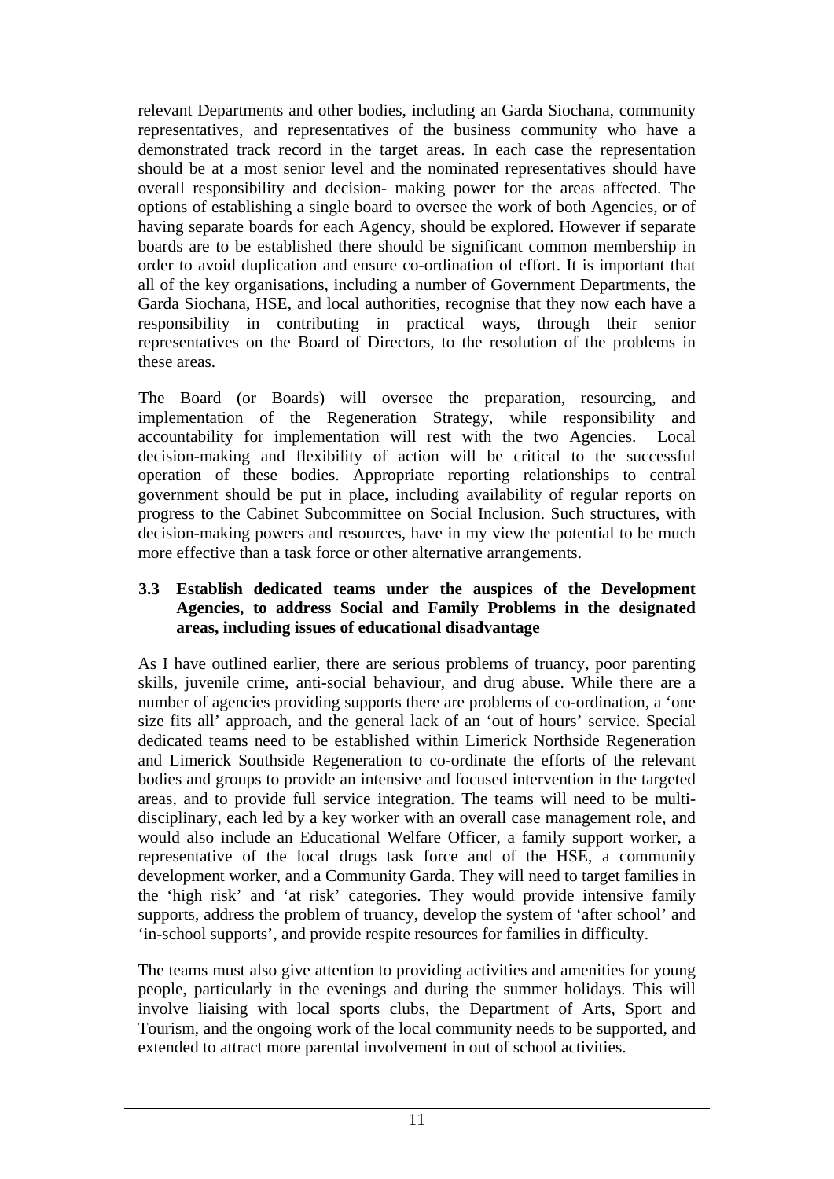relevant Departments and other bodies, including an Garda Siochana, community representatives, and representatives of the business community who have a demonstrated track record in the target areas. In each case the representation should be at a most senior level and the nominated representatives should have overall responsibility and decision- making power for the areas affected. The options of establishing a single board to oversee the work of both Agencies, or of having separate boards for each Agency, should be explored. However if separate boards are to be established there should be significant common membership in order to avoid duplication and ensure co-ordination of effort. It is important that all of the key organisations, including a number of Government Departments, the Garda Siochana, HSE, and local authorities, recognise that they now each have a responsibility in contributing in practical ways, through their senior representatives on the Board of Directors, to the resolution of the problems in these areas.

The Board (or Boards) will oversee the preparation, resourcing, and implementation of the Regeneration Strategy, while responsibility and accountability for implementation will rest with the two Agencies. Local decision-making and flexibility of action will be critical to the successful operation of these bodies. Appropriate reporting relationships to central government should be put in place, including availability of regular reports on progress to the Cabinet Subcommittee on Social Inclusion. Such structures, with decision-making powers and resources, have in my view the potential to be much more effective than a task force or other alternative arrangements.

### 3.3 Establish dedicated teams under the auspices of the Development Agencies, to address Social and Family Problems in the designated areas, including issues of educational disadvantage

As I have outlined earlier, there are serious problems of truancy, poor parenting skills, juvenile crime, anti-social behaviour, and drug abuse. While there are a number of agencies providing supports there are problems of co-ordination, a 'one size fits all' approach, and the general lack of an 'out of hours' service. Special dedicated teams need to be established within Limerick Northside Regeneration and Limerick Southside Regeneration to co-ordinate the efforts of the relevant bodies and groups to provide an intensive and focused intervention in the targeted areas, and to provide full service integration. The teams will need to be multi-disciplinary, each led by a key worker with an overall case management role, and would also include an Educational Welfare Officer, a family support worker, a representative of the local drugs task force and of the HSE, a community development worker, and a Community Garda. They will need to target families in the 'high risk' and 'at risk' categories. They would provide intensive family supports, address the problem of truancy, develop the system of 'after school' and 'in-school supports', and provide respite resources for families in difficulty.

The teams must also give attention to providing activities and amenities for young people, particularly in the evenings and during the summer holidays. This will involve liaising with local sports clubs, the Department of Arts, Sport and Tourism, and the ongoing work of the local community needs to be supported, and extended to attract more parental involvement in out of school activities.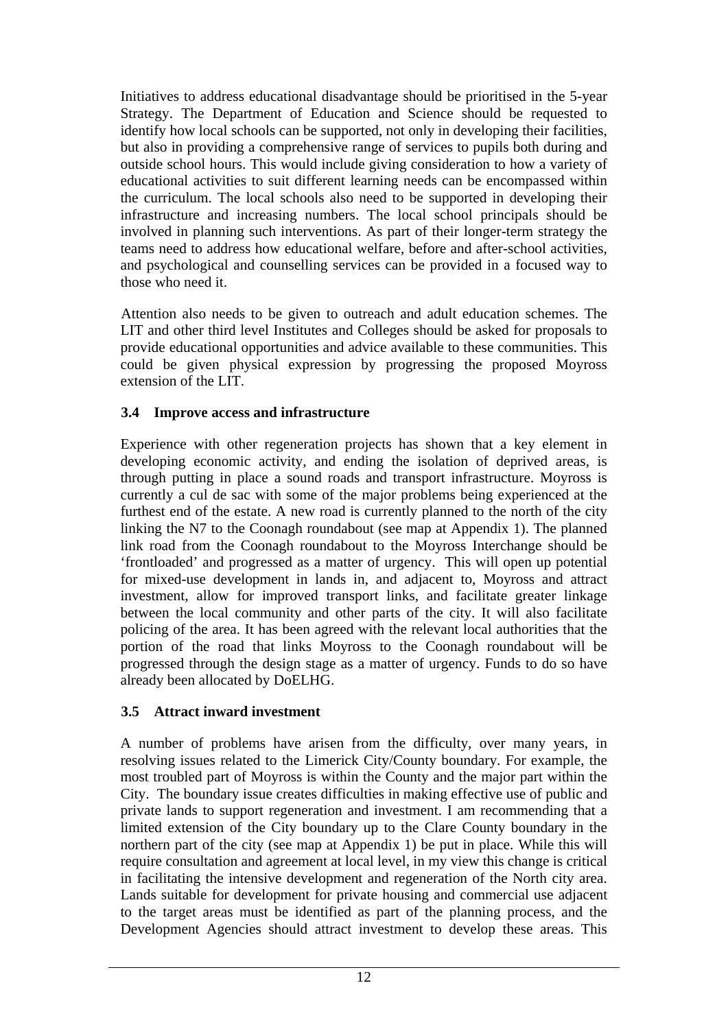Initiatives to address educational disadvantage should be prioritised in the 5-year Strategy. The Department of Education and Science should be requested to identify how local schools can be supported, not only in developing their facilities, but also in providing a comprehensive range of services to pupils both during and outside school hours. This would include giving consideration to how a variety of educational activities to suit different learning needs can be encompassed within the curriculum. The local schools also need to be supported in developing their infrastructure and increasing numbers. The local school principals should be involved in planning such interventions. As part of their longer-term strategy the teams need to address how educational welfare, before and after-school activities, and psychological and counselling services can be provided in a focused way to those who need it.

Attention also needs to be given to outreach and adult education schemes. The LIT and other third level Institutes and Colleges should be asked for proposals to provide educational opportunities and advice available to these communities. This could be given physical expression by progressing the proposed Moyross extension of the LIT.

### 3.4 Improve access and infrastructure

Experience with other regeneration projects has shown that a key element in developing economic activity, and ending the isolation of deprived areas, is through putting in place a sound roads and transport infrastructure. Moyross is currently a cul de sac with some of the major problems being experienced at the furthest end of the estate. A new road is currently planned to the north of the city linking the N7 to the Coonagh roundabout (see map at Appendix 1). The planned link road from the Coonagh roundabout to the Moyross Interchange should be 'frontloaded' and progressed as a matter of urgency. This will open up potential for mixed-use development in lands in, and adjacent to, Moyross and attract investment, allow for improved transport links, and facilitate greater linkage between the local community and other parts of the city. It will also facilitate policing of the area. It has been agreed with the relevant local authorities that the portion of the road that links Moyross to the Coonagh roundabout will be progressed through the design stage as a matter of urgency. Funds to do so have already been allocated by DoELHG.

### 3.5 Attract inward investment

A number of problems have arisen from the difficulty, over many years, in resolving issues related to the Limerick City/County boundary. For example, the most troubled part of Moyross is within the County and the major part within the City. The boundary issue creates difficulties in making effective use of public and private lands to support regeneration and investment. I am recommending that a limited extension of the City boundary up to the Clare County boundary in the northern part of the city (see map at Appendix 1) be put in place. While this will require consultation and agreement at local level, in my view this change is critical in facilitating the intensive development and regeneration of the North city area. Lands suitable for development for private housing and commercial use adjacent to the target areas must be identified as part of the planning process, and the Development Agencies should attract investment to develop these areas. This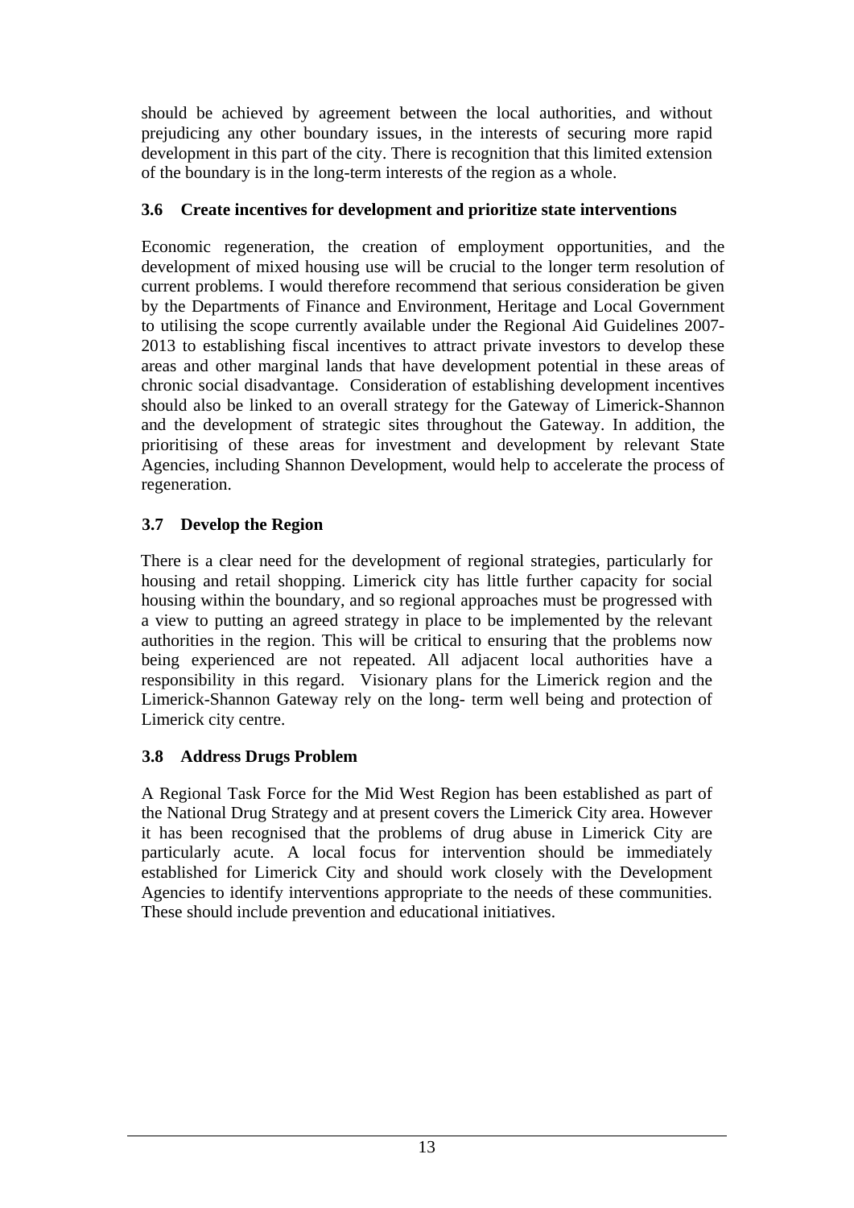should be achieved by agreement between the local authorities, and without prejudicing any other boundary issues, in the interests of securing more rapid development in this part of the city. There is recognition that this limited extension of the boundary is in the long-term interests of the region as a whole.

### 3.6 Create incentives for development and prioritize state interventions

Economic regeneration, the creation of employment opportunities, and the development of mixed housing use will be crucial to the longer term resolution of current problems. I would therefore recommend that serious consideration be given by the Departments of Finance and Environment, Heritage and Local Government to utilising the scope currently available under the Regional Aid Guidelines 2007-2013 to establishing fiscal incentives to attract private investors to develop these areas and other marginal lands that have development potential in these areas of chronic social disadvantage. Consideration of establishing development incentives should also be linked to an overall strategy for the Gateway of Limerick-Shannon and the development of strategic sites throughout the Gateway. In addition, the prioritising of these areas for investment and development by relevant State Agencies, including Shannon Development, would help to accelerate the process of regeneration.

### 3.7 Develop the Region

There is a clear need for the development of regional strategies, particularly for housing and retail shopping. Limerick city has little further capacity for social housing within the boundary, and so regional approaches must be progressed with a view to putting an agreed strategy in place to be implemented by the relevant authorities in the region. This will be critical to ensuring that the problems now being experienced are not repeated. All adjacent local authorities have a responsibility in this regard. Visionary plans for the Limerick region and the Limerick-Shannon Gateway rely on the long- term well being and protection of Limerick city centre.

### 3.8 Address Drugs Problem

A Regional Task Force for the Mid West Region has been established as part of the National Drug Strategy and at present covers the Limerick City area. However it has been recognised that the problems of drug abuse in Limerick City are particularly acute. A local focus for intervention should be immediately established for Limerick City and should work closely with the Development Agencies to identify interventions appropriate to the needs of these communities. These should include prevention and educational initiatives.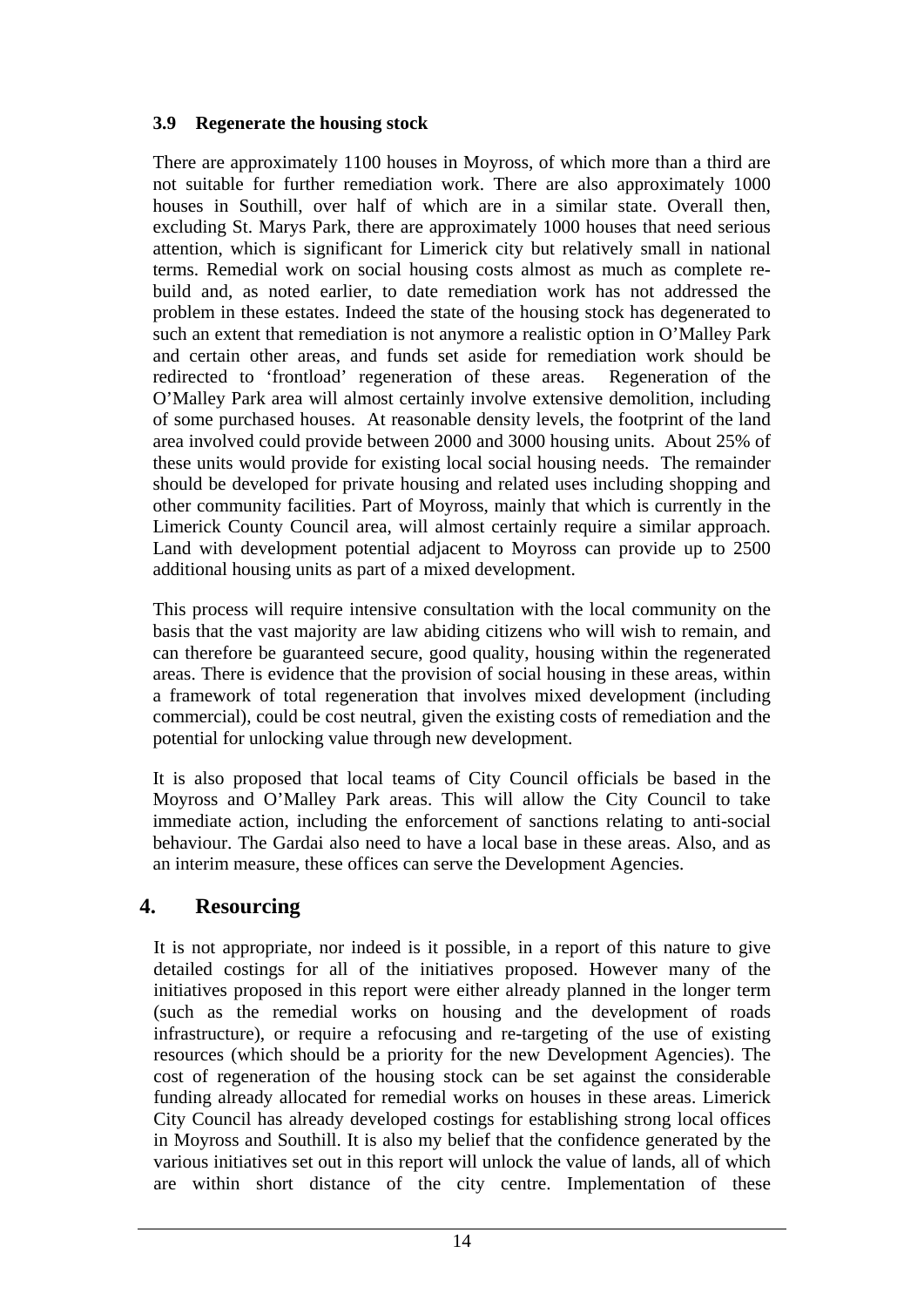### 3.9 Regenerate the housing stock

There are approximately 1100 houses in Moyross, of which more than a third are not suitable for further remediation work. There are also approximately 1000 houses in Southill, over half of which are in a similar state. Overall then, excluding St. Marys Park, there are approximately 1000 houses that need serious attention, which is significant for Limerick city but relatively small in national terms. Remedial work on social housing costs almost as much as complete re-build and, as noted earlier, to date remediation work has not addressed the problem in these estates. Indeed the state of the housing stock has degenerated to such an extent that remediation is not anymore a realistic option in O'Malley Park and certain other areas, and funds set aside for remediation work should be redirected to 'frontload' regeneration of these areas. Regeneration of the O'Malley Park area will almost certainly involve extensive demolition, including of some purchased houses. At reasonable density levels, the footprint of the land area involved could provide between 2000 and 3000 housing units. About 25% of these units would provide for existing local social housing needs. The remainder should be developed for private housing and related uses including shopping and other community facilities. Part of Moyross, mainly that which is currently in the Limerick County Council area, will almost certainly require a similar approach. Land with development potential adjacent to Moyross can provide up to 2500 additional housing units as part of a mixed development.

This process will require intensive consultation with the local community on the basis that the vast majority are law abiding citizens who will wish to remain, and can therefore be guaranteed secure, good quality, housing within the regenerated areas. There is evidence that the provision of social housing in these areas, within a framework of total regeneration that involves mixed development (including commercial), could be cost neutral, given the existing costs of remediation and the potential for unlocking value through new development.

It is also proposed that local teams of City Council officials be based in the Moyross and O'Malley Park areas. This will allow the City Council to take immediate action, including the enforcement of sanctions relating to anti-social behaviour. The Gardai also need to have a local base in these areas. Also, and as an interim measure, these offices can serve the Development Agencies.

## 4. Resourcing

It is not appropriate, nor indeed is it possible, in a report of this nature to give detailed costings for all of the initiatives proposed. However many of the initiatives proposed in this report were either already planned in the longer term (such as the remedial works on housing and the development of roads infrastructure), or require a refocusing and re-targeting of the use of existing resources (which should be a priority for the new Development Agencies). The cost of regeneration of the housing stock can be set against the considerable funding already allocated for remedial works on houses in these areas. Limerick City Council has already developed costings for establishing strong local offices in Moyross and Southill. It is also my belief that the confidence generated by the various initiatives set out in this report will unlock the value of lands, all of which are within short distance of the city centre. Implementation of these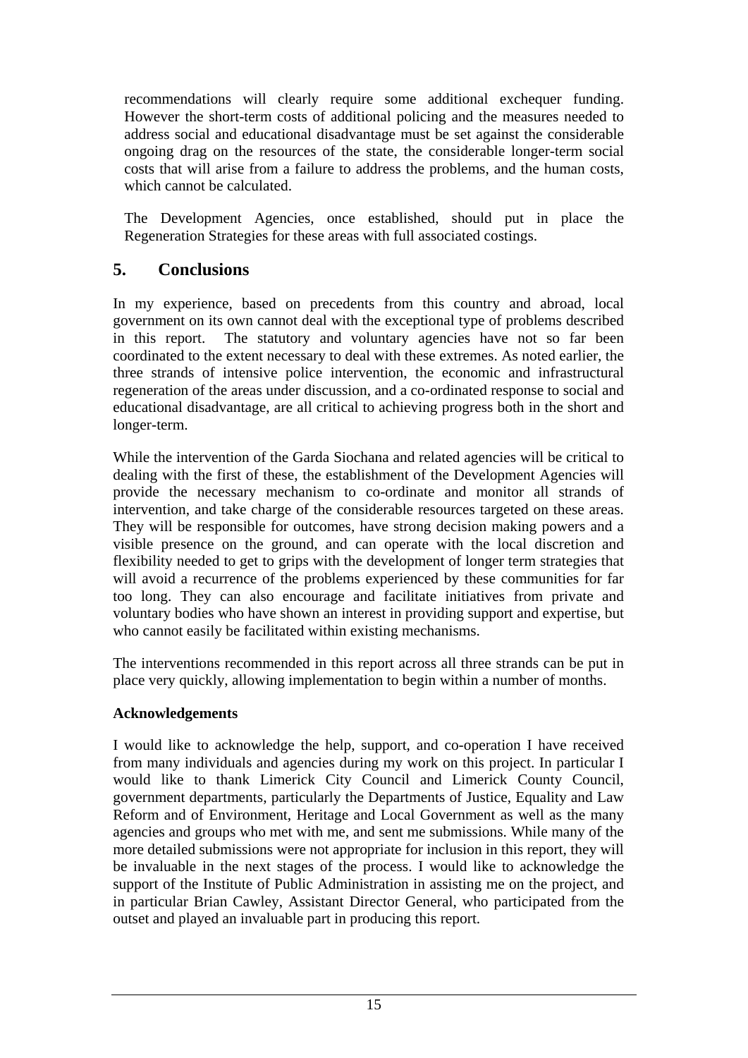recommendations will clearly require some additional exchequer funding. However the short-term costs of additional policing and the measures needed to address social and educational disadvantage must be set against the considerable ongoing drag on the resources of the state, the considerable longer-term social costs that will arise from a failure to address the problems, and the human costs, which cannot be calculated.

The Development Agencies, once established, should put in place the Regeneration Strategies for these areas with full associated costings.

## 5. Conclusions

In my experience, based on precedents from this country and abroad, local government on its own cannot deal with the exceptional type of problems described in this report. The statutory and voluntary agencies have not so far been coordinated to the extent necessary to deal with these extremes. As noted earlier, the three strands of intensive police intervention, the economic and infrastructural regeneration of the areas under discussion, and a co-ordinated response to social and educational disadvantage, are all critical to achieving progress both in the short and longer-term.

While the intervention of the Garda Siochana and related agencies will be critical to dealing with the first of these, the establishment of the Development Agencies will provide the necessary mechanism to co-ordinate and monitor all strands of intervention, and take charge of the considerable resources targeted on these areas. They will be responsible for outcomes, have strong decision making powers and a visible presence on the ground, and can operate with the local discretion and flexibility needed to get to grips with the development of longer term strategies that will avoid a recurrence of the problems experienced by these communities for far too long. They can also encourage and facilitate initiatives from private and voluntary bodies who have shown an interest in providing support and expertise, but who cannot easily be facilitated within existing mechanisms.

The interventions recommended in this report across all three strands can be put in place very quickly, allowing implementation to begin within a number of months.

**Acknowledgements**

I would like to acknowledge the help, support, and co-operation I have received from many individuals and agencies during my work on this project. In particular I would like to thank Limerick City Council and Limerick County Council, government departments, particularly the Departments of Justice, Equality and Law Reform and of Environment, Heritage and Local Government as well as the many agencies and groups who met with me, and sent me submissions. While many of the more detailed submissions were not appropriate for inclusion in this report, they will be invaluable in the next stages of the process. I would like to acknowledge the support of the Institute of Public Administration in assisting me on the project, and in particular Brian Cawley, Assistant Director General, who participated from the outset and played an invaluable part in producing this report.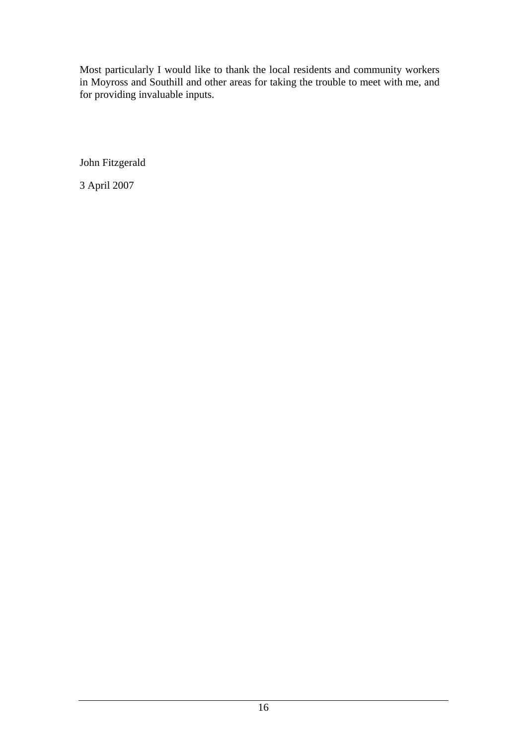Most particularly I would like to thank the local residents and community workers in Moyross and Southill and other areas for taking the trouble to meet with me, and for providing invaluable inputs.

John Fitzgerald

3 April 2007